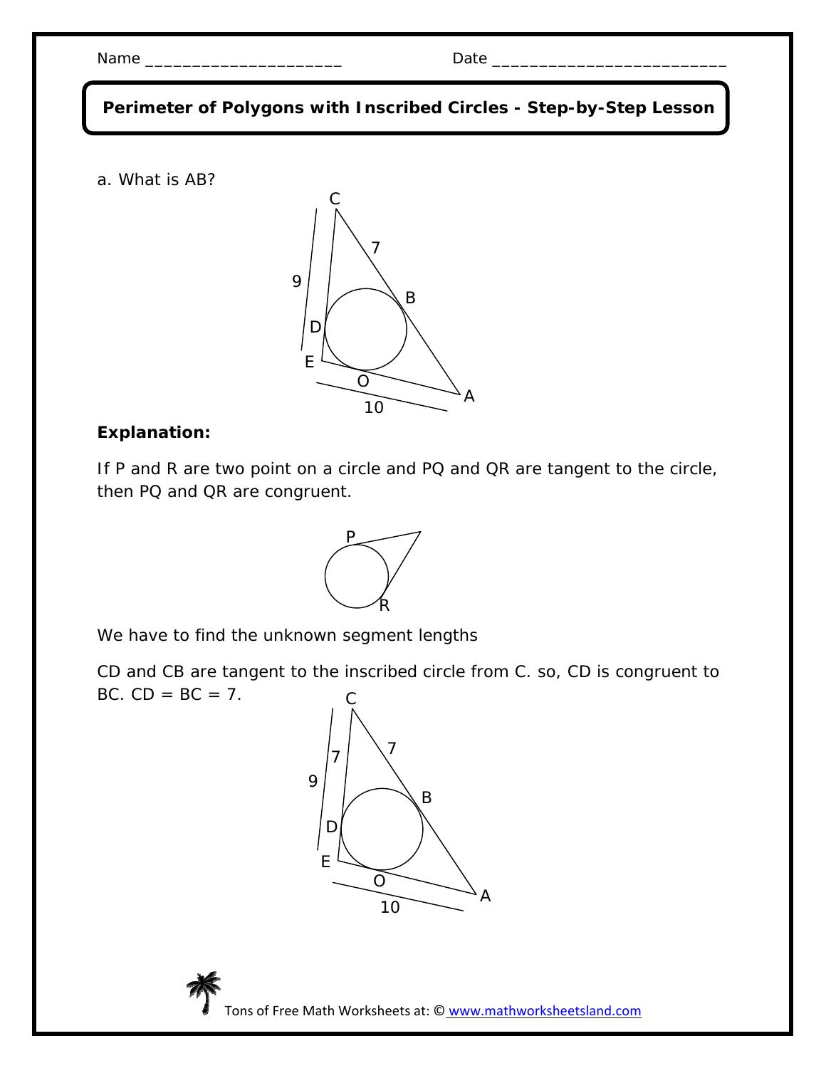Name ____________________ Date __________________________

## Perimeter of Polygons with Inscribed Circles - Step-by-Step Lesson

a. What is AB?

**Explanation:**

If P and R are two point on a circle and PQ and QR are tangent to the circle, then PQ and QR are congruent.

We have to find the unknown segment lengths

CD and CB are tangent to the inscribed circle from C. so, CD is congruent to BC. CD = BC = 7.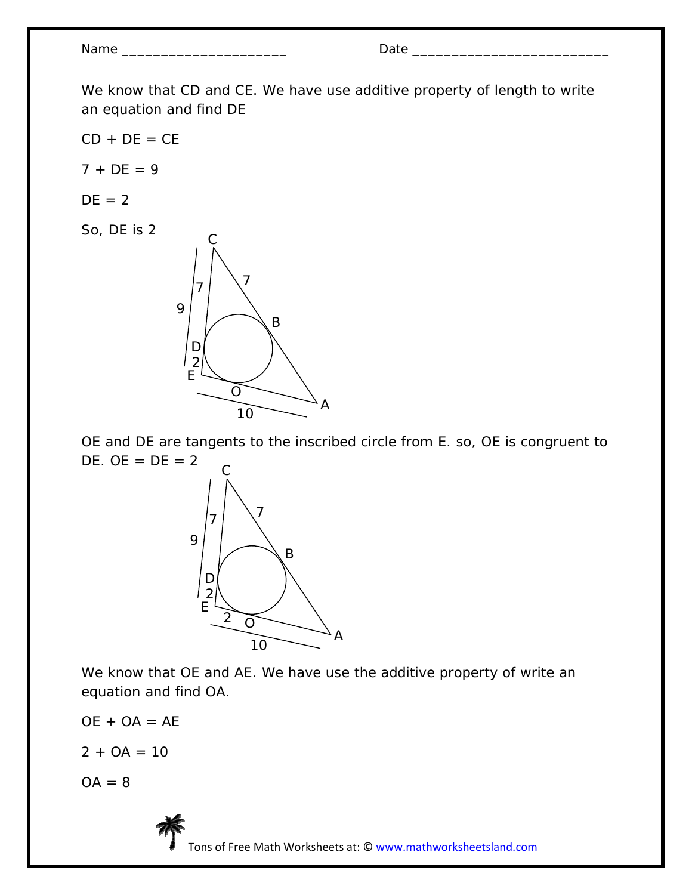We know that CD and CE. We have use additive property of length to write an equation and find DE

CD + DE = CE

7 + DE = 9

DE = 2

So, DE is 2

OE and DE are tangents to the inscribed circle from E. so, OE is congruent to DE. OE = DE = 2

We know that OE and AE. We have use the additive property of write an equation and find OA.

OE + OA = AE

2 + OA = 10

OA = 8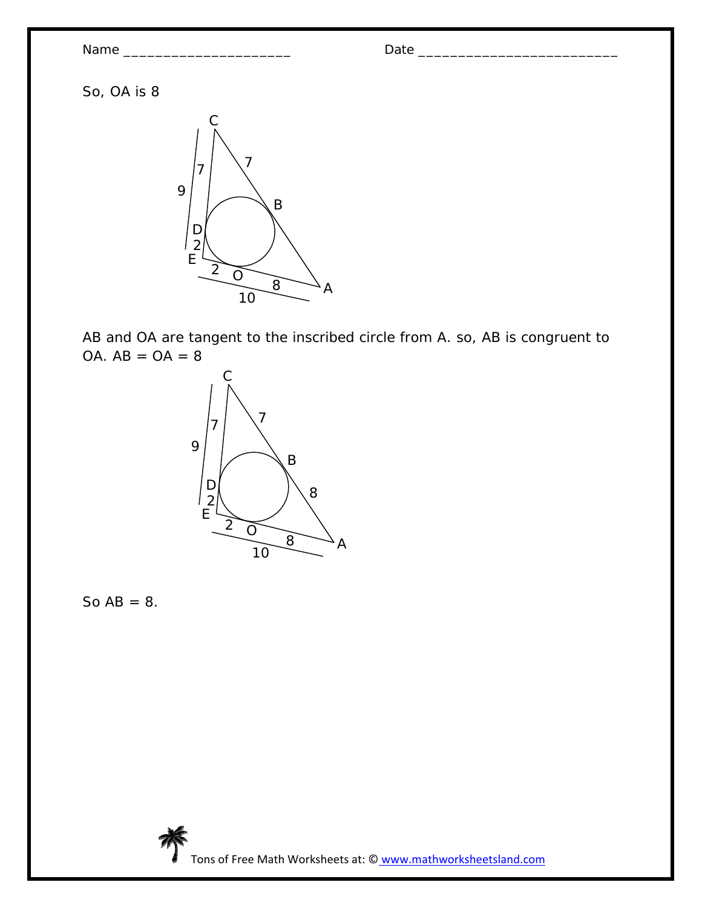Name ____________________ Date ________________________

So, OA is 8

C
7
7
9
B
D
2
E
2 O 8 A
10

AB and OA are tangent to the inscribed circle from A. so, AB is congruent to OA. AB = OA = 8

C
7
7
9
B
D
8
2
E
2 O 8 A
10

So AB = 8.